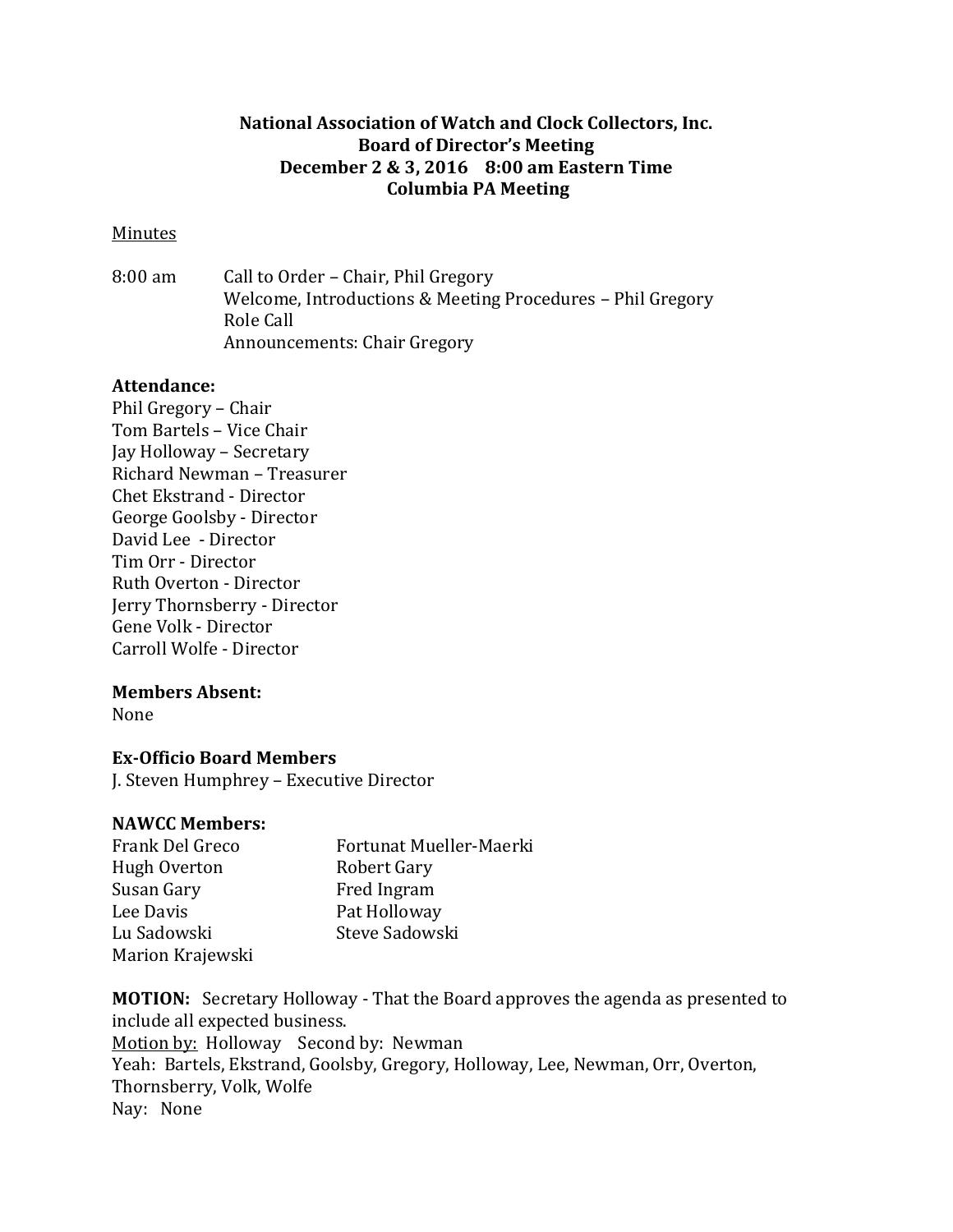**National Association of Watch and Clock Collectors, Inc.**
**Board of Director's Meeting**
**December 2 & 3, 2016 8:00 am Eastern Time**
**Columbia PA Meeting**

Minutes

8:00 am Call to Order – Chair, Phil Gregory
Welcome, Introductions & Meeting Procedures – Phil Gregory
Role Call
Announcements: Chair Gregory

**Attendance:**
Phil Gregory – Chair
Tom Bartels – Vice Chair
Jay Holloway – Secretary
Richard Newman – Treasurer
Chet Ekstrand - Director
George Goolsby - Director
David Lee - Director
Tim Orr - Director
Ruth Overton - Director
Jerry Thornsberry - Director
Gene Volk - Director
Carroll Wolfe - Director

**Members Absent:**
None

**Ex-Officio Board Members**
J. Steven Humphrey – Executive Director

**NAWCC Members:**

Frank Del Greco
Hugh Overton
Susan Gary
Lee Davis
Lu Sadowski
Marion Krajewski
Fortunat Mueller-Maerki
Robert Gary
Fred Ingram
Pat Holloway
Steve Sadowski

**MOTION:** Secretary Holloway - That the Board approves the agenda as presented to include all expected business.
Motion by: Holloway Second by: Newman
Yeah: Bartels, Ekstrand, Goolsby, Gregory, Holloway, Lee, Newman, Orr, Overton, Thornsberry, Volk, Wolfe
Nay: None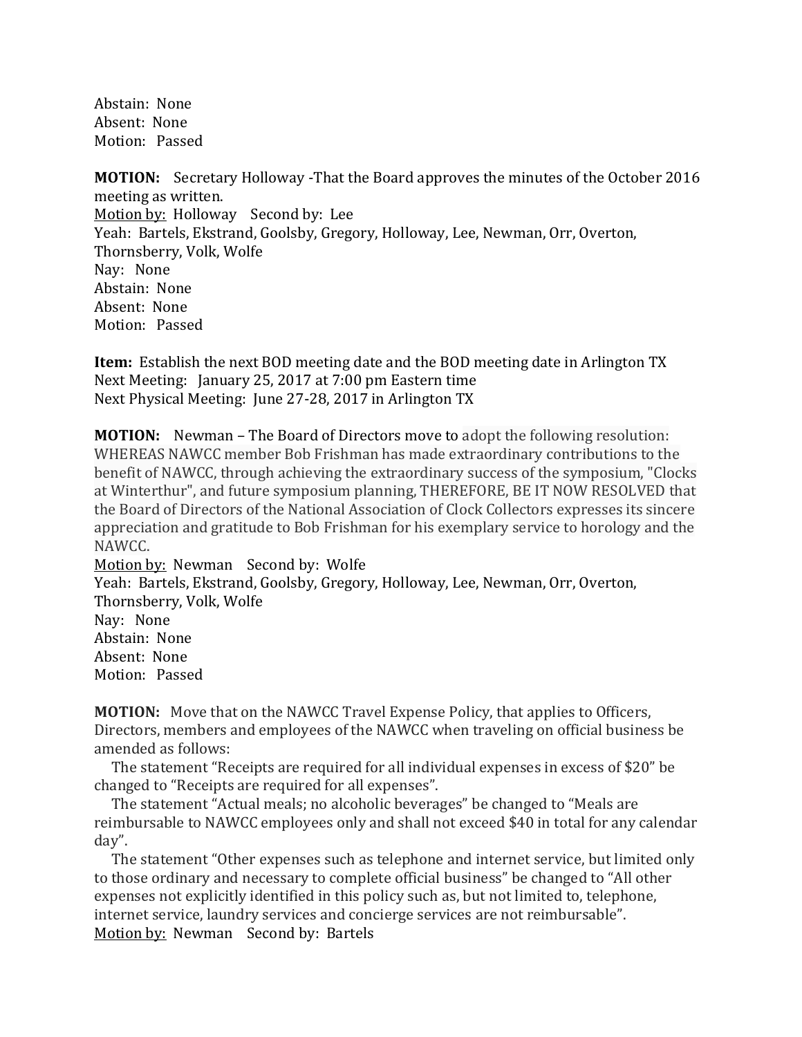Abstain: None
Absent: None
Motion: Passed

**MOTION:** Secretary Holloway -That the Board approves the minutes of the October 2016 meeting as written.
Motion by: Holloway Second by: Lee
Yeah: Bartels, Ekstrand, Goolsby, Gregory, Holloway, Lee, Newman, Orr, Overton, Thornsberry, Volk, Wolfe
Nay: None
Abstain: None
Absent: None
Motion: Passed

**Item:** Establish the next BOD meeting date and the BOD meeting date in Arlington TX
Next Meeting: January 25, 2017 at 7:00 pm Eastern time
Next Physical Meeting: June 27-28, 2017 in Arlington TX

**MOTION:** Newman – The Board of Directors move to adopt the following resolution: WHEREAS NAWCC member Bob Frishman has made extraordinary contributions to the benefit of NAWCC, through achieving the extraordinary success of the symposium, "Clocks at Winterthur", and future symposium planning, THEREFORE, BE IT NOW RESOLVED that the Board of Directors of the National Association of Clock Collectors expresses its sincere appreciation and gratitude to Bob Frishman for his exemplary service to horology and the NAWCC.
Motion by: Newman Second by: Wolfe
Yeah: Bartels, Ekstrand, Goolsby, Gregory, Holloway, Lee, Newman, Orr, Overton, Thornsberry, Volk, Wolfe
Nay: None
Abstain: None
Absent: None
Motion: Passed

**MOTION:** Move that on the NAWCC Travel Expense Policy, that applies to Officers, Directors, members and employees of the NAWCC when traveling on official business be amended as follows:

The statement "Receipts are required for all individual expenses in excess of $20" be changed to "Receipts are required for all expenses".

The statement "Actual meals; no alcoholic beverages" be changed to "Meals are reimbursable to NAWCC employees only and shall not exceed $40 in total for any calendar day".

The statement "Other expenses such as telephone and internet service, but limited only to those ordinary and necessary to complete official business" be changed to "All other expenses not explicitly identified in this policy such as, but not limited to, telephone, internet service, laundry services and concierge services are not reimbursable".
Motion by: Newman Second by: Bartels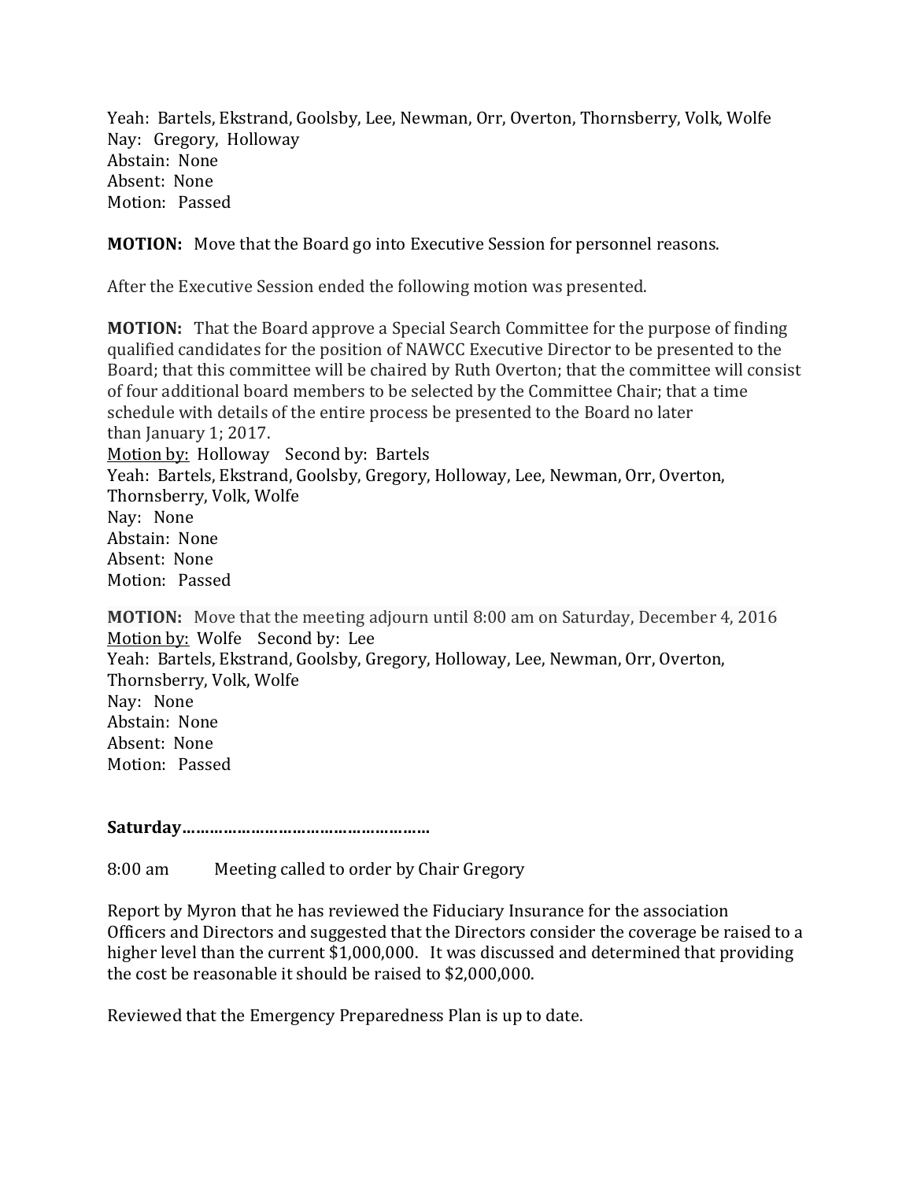Yeah: Bartels, Ekstrand, Goolsby, Lee, Newman, Orr, Overton, Thornsberry, Volk, Wolfe
Nay: Gregory, Holloway
Abstain: None
Absent: None
Motion: Passed

**MOTION:** Move that the Board go into Executive Session for personnel reasons.

After the Executive Session ended the following motion was presented.

**MOTION:** That the Board approve a Special Search Committee for the purpose of finding qualified candidates for the position of NAWCC Executive Director to be presented to the Board; that this committee will be chaired by Ruth Overton; that the committee will consist of four additional board members to be selected by the Committee Chair; that a time schedule with details of the entire process be presented to the Board no later than January 1; 2017.
Motion by: Holloway Second by: Bartels
Yeah: Bartels, Ekstrand, Goolsby, Gregory, Holloway, Lee, Newman, Orr, Overton, Thornsberry, Volk, Wolfe
Nay: None
Abstain: None
Absent: None
Motion: Passed

**MOTION:** Move that the meeting adjourn until 8:00 am on Saturday, December 4, 2016
Motion by: Wolfe Second by: Lee
Yeah: Bartels, Ekstrand, Goolsby, Gregory, Holloway, Lee, Newman, Orr, Overton, Thornsberry, Volk, Wolfe
Nay: None
Abstain: None
Absent: None
Motion: Passed

**Saturday………………………………………………**

8:00 am Meeting called to order by Chair Gregory

Report by Myron that he has reviewed the Fiduciary Insurance for the association Officers and Directors and suggested that the Directors consider the coverage be raised to a higher level than the current $1,000,000. It was discussed and determined that providing the cost be reasonable it should be raised to $2,000,000.

Reviewed that the Emergency Preparedness Plan is up to date.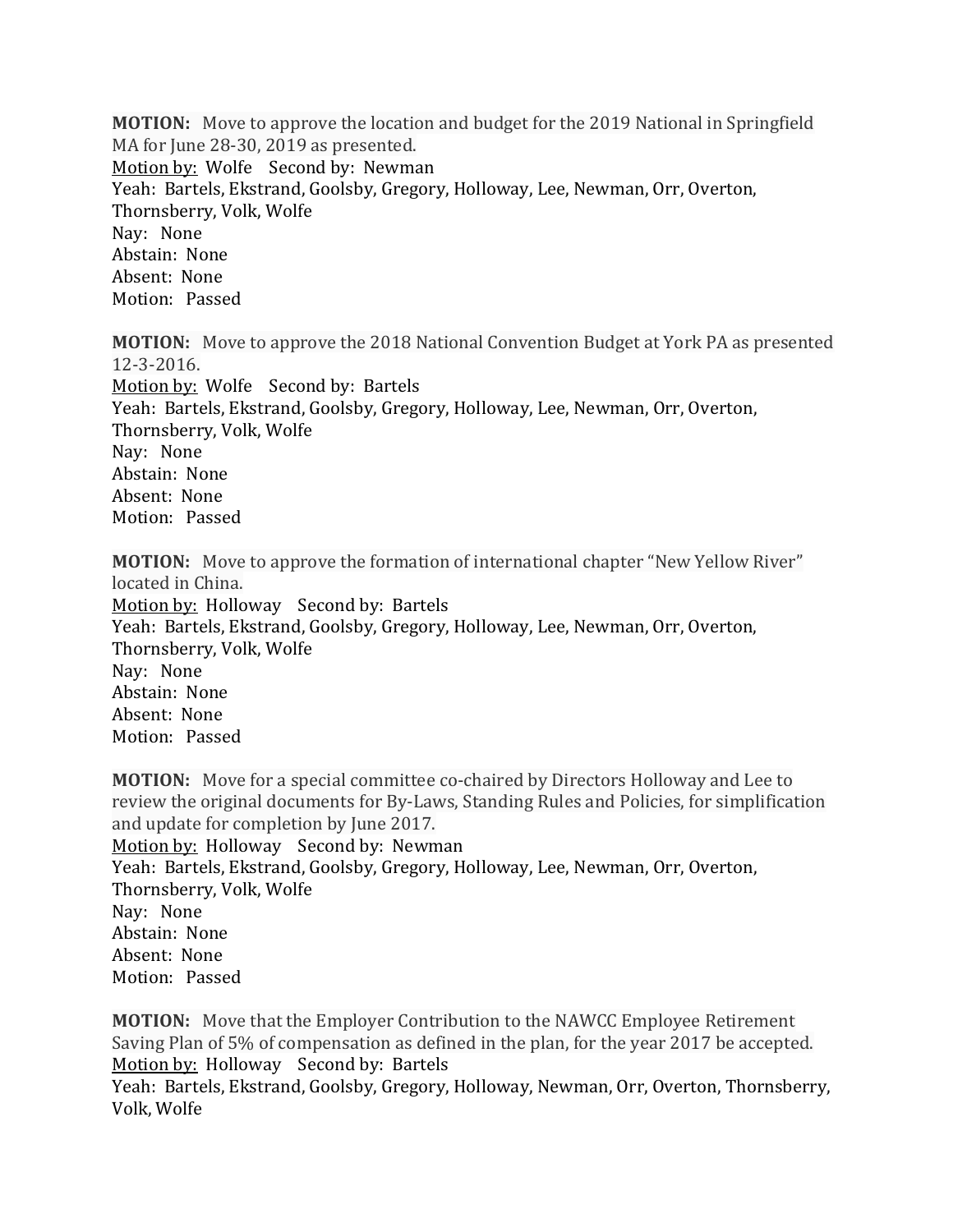**MOTION:** Move to approve the location and budget for the 2019 National in Springfield MA for June 28-30, 2019 as presented.
Motion by: Wolfe Second by: Newman
Yeah: Bartels, Ekstrand, Goolsby, Gregory, Holloway, Lee, Newman, Orr, Overton, Thornsberry, Volk, Wolfe
Nay: None
Abstain: None
Absent: None
Motion: Passed

**MOTION:** Move to approve the 2018 National Convention Budget at York PA as presented 12-3-2016.
Motion by: Wolfe Second by: Bartels
Yeah: Bartels, Ekstrand, Goolsby, Gregory, Holloway, Lee, Newman, Orr, Overton, Thornsberry, Volk, Wolfe
Nay: None
Abstain: None
Absent: None
Motion: Passed

**MOTION:** Move to approve the formation of international chapter "New Yellow River" located in China.
Motion by: Holloway Second by: Bartels
Yeah: Bartels, Ekstrand, Goolsby, Gregory, Holloway, Lee, Newman, Orr, Overton, Thornsberry, Volk, Wolfe
Nay: None
Abstain: None
Absent: None
Motion: Passed

**MOTION:** Move for a special committee co-chaired by Directors Holloway and Lee to review the original documents for By-Laws, Standing Rules and Policies, for simplification and update for completion by June 2017.
Motion by: Holloway Second by: Newman
Yeah: Bartels, Ekstrand, Goolsby, Gregory, Holloway, Lee, Newman, Orr, Overton, Thornsberry, Volk, Wolfe
Nay: None
Abstain: None
Absent: None
Motion: Passed

**MOTION:** Move that the Employer Contribution to the NAWCC Employee Retirement Saving Plan of 5% of compensation as defined in the plan, for the year 2017 be accepted.
Motion by: Holloway Second by: Bartels
Yeah: Bartels, Ekstrand, Goolsby, Gregory, Holloway, Newman, Orr, Overton, Thornsberry, Volk, Wolfe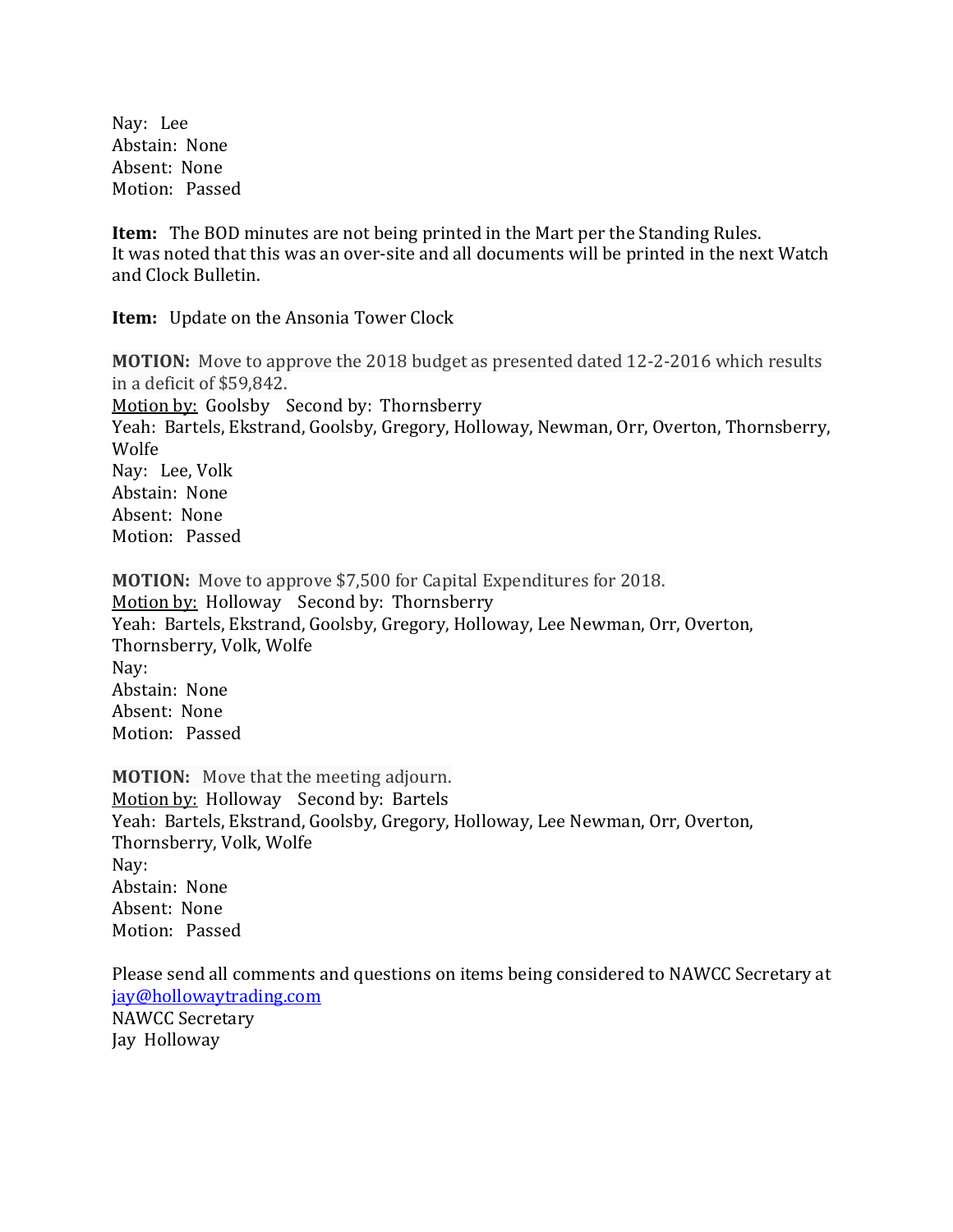Nay: Lee
Abstain: None
Absent: None
Motion: Passed

**Item:** The BOD minutes are not being printed in the Mart per the Standing Rules.
It was noted that this was an over-site and all documents will be printed in the next Watch and Clock Bulletin.

**Item:** Update on the Ansonia Tower Clock

**MOTION:** Move to approve the 2018 budget as presented dated 12-2-2016 which results in a deficit of $59,842.
Motion by: Goolsby Second by: Thornsberry
Yeah: Bartels, Ekstrand, Goolsby, Gregory, Holloway, Newman, Orr, Overton, Thornsberry, Wolfe
Nay: Lee, Volk
Abstain: None
Absent: None
Motion: Passed

**MOTION:** Move to approve $7,500 for Capital Expenditures for 2018.
Motion by: Holloway Second by: Thornsberry
Yeah: Bartels, Ekstrand, Goolsby, Gregory, Holloway, Lee Newman, Orr, Overton, Thornsberry, Volk, Wolfe
Nay:
Abstain: None
Absent: None
Motion: Passed

**MOTION:** Move that the meeting adjourn.
Motion by: Holloway Second by: Bartels
Yeah: Bartels, Ekstrand, Goolsby, Gregory, Holloway, Lee Newman, Orr, Overton, Thornsberry, Volk, Wolfe
Nay:
Abstain: None
Absent: None
Motion: Passed

Please send all comments and questions on items being considered to NAWCC Secretary at jay@hollowaytrading.com
NAWCC Secretary
Jay Holloway